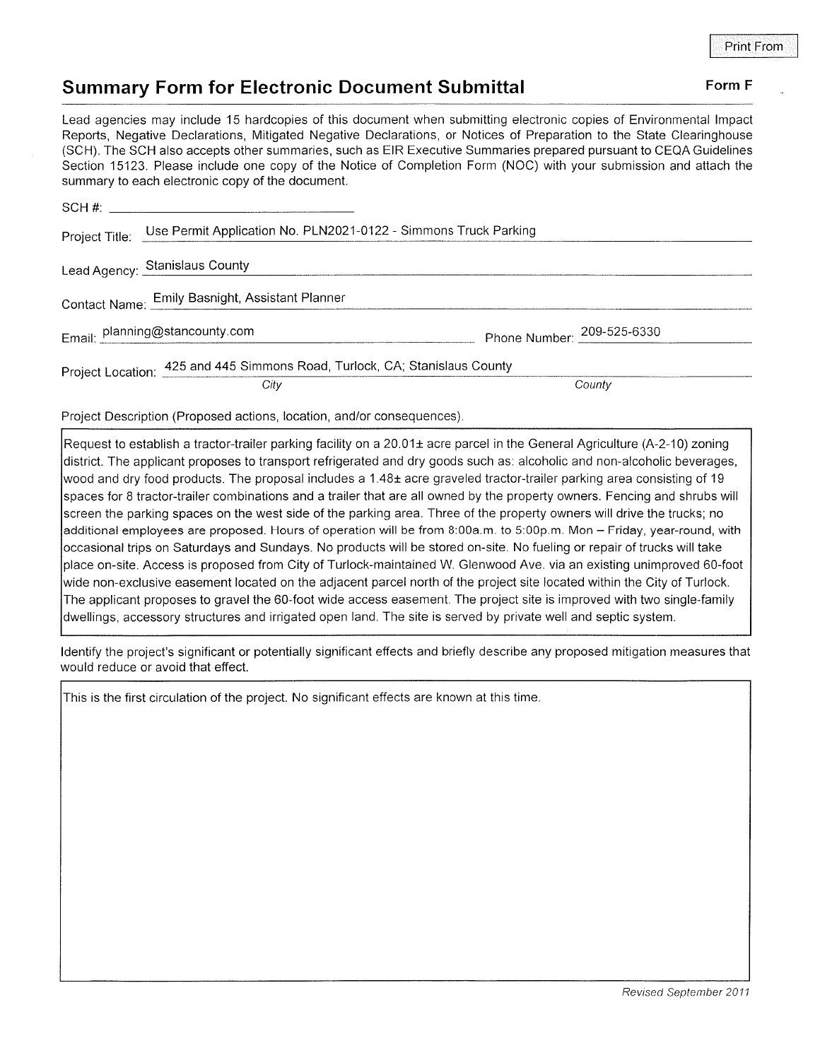Print From

## Summary Form for Electronic Document Submittal

**Form F**

Lead agencies may include 15 hardcopies of this document when submitting electronic copies of Environmental Impact Reports, Negative Declarations, Mitigated Negative Declarations, or Notices of Preparation to the State Clearinghouse (SCH). The SCH also accepts other summaries, such as EIR Executive Summaries prepared pursuant to CEQA Guidelines Section 15123. Please include one copy of the Notice of Completion Form (NOC) with your submission and attach the summary to each electronic copy of the document.

SCH #: ______________________

Project Title: Use Permit Application No. PLN2021-0122 - Simmons Truck Parking

Lead Agency: Stanislaus County

Contact Name: Emily Basnight, Assistant Planner

Email: planning@stancounty.com Phone Number: 209-525-6330

Project Location: 425 and 445 Simmons Road, Turlock, CA; Stanislaus County
*City* *County*

Project Description (Proposed actions, location, and/or consequences).

Request to establish a tractor-trailer parking facility on a 20.01± acre parcel in the General Agriculture (A-2-10) zoning district. The applicant proposes to transport refrigerated and dry goods such as: alcoholic and non-alcoholic beverages, wood and dry food products. The proposal includes a 1.48± acre graveled tractor-trailer parking area consisting of 19 spaces for 8 tractor-trailer combinations and a trailer that are all owned by the property owners. Fencing and shrubs will screen the parking spaces on the west side of the parking area. Three of the property owners will drive the trucks; no additional employees are proposed. Hours of operation will be from 8:00a.m. to 5:00p.m. Mon – Friday, year-round, with occasional trips on Saturdays and Sundays. No products will be stored on-site. No fueling or repair of trucks will take place on-site. Access is proposed from City of Turlock-maintained W. Glenwood Ave. via an existing unimproved 60-foot wide non-exclusive easement located on the adjacent parcel north of the project site located within the City of Turlock. The applicant proposes to gravel the 60-foot wide access easement. The project site is improved with two single-family dwellings, accessory structures and irrigated open land. The site is served by private well and septic system.

Identify the project's significant or potentially significant effects and briefly describe any proposed mitigation measures that would reduce or avoid that effect.

This is the first circulation of the project. No significant effects are known at this time.

*Revised September 2011*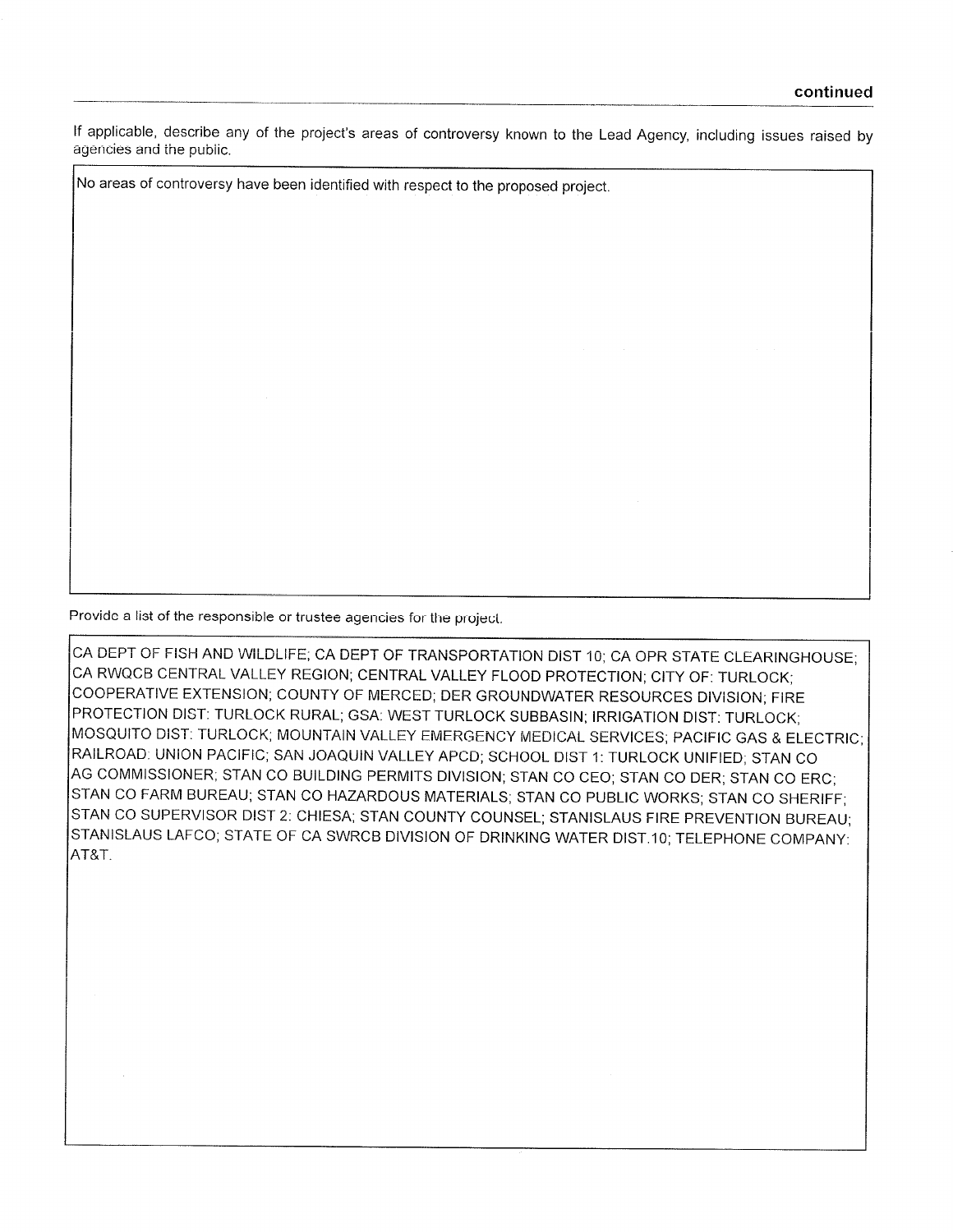**continued**

If applicable, describe any of the project's areas of controversy known to the Lead Agency, including issues raised by agencies and the public.

No areas of controversy have been identified with respect to the proposed project.

Provide a list of the responsible or trustee agencies for the project.

CA DEPT OF FISH AND WILDLIFE; CA DEPT OF TRANSPORTATION DIST 10; CA OPR STATE CLEARINGHOUSE; CA RWQCB CENTRAL VALLEY REGION; CENTRAL VALLEY FLOOD PROTECTION; CITY OF: TURLOCK; COOPERATIVE EXTENSION; COUNTY OF MERCED; DER GROUNDWATER RESOURCES DIVISION; FIRE PROTECTION DIST: TURLOCK RURAL; GSA: WEST TURLOCK SUBBASIN; IRRIGATION DIST: TURLOCK; MOSQUITO DIST: TURLOCK; MOUNTAIN VALLEY EMERGENCY MEDICAL SERVICES; PACIFIC GAS & ELECTRIC; RAILROAD: UNION PACIFIC; SAN JOAQUIN VALLEY APCD; SCHOOL DIST 1: TURLOCK UNIFIED; STAN CO AG COMMISSIONER; STAN CO BUILDING PERMITS DIVISION; STAN CO CEO; STAN CO DER; STAN CO ERC; STAN CO FARM BUREAU; STAN CO HAZARDOUS MATERIALS; STAN CO PUBLIC WORKS; STAN CO SHERIFF; STAN CO SUPERVISOR DIST 2: CHIESA; STAN COUNTY COUNSEL; STANISLAUS FIRE PREVENTION BUREAU; STANISLAUS LAFCO; STATE OF CA SWRCB DIVISION OF DRINKING WATER DIST.10; TELEPHONE COMPANY: AT&T.